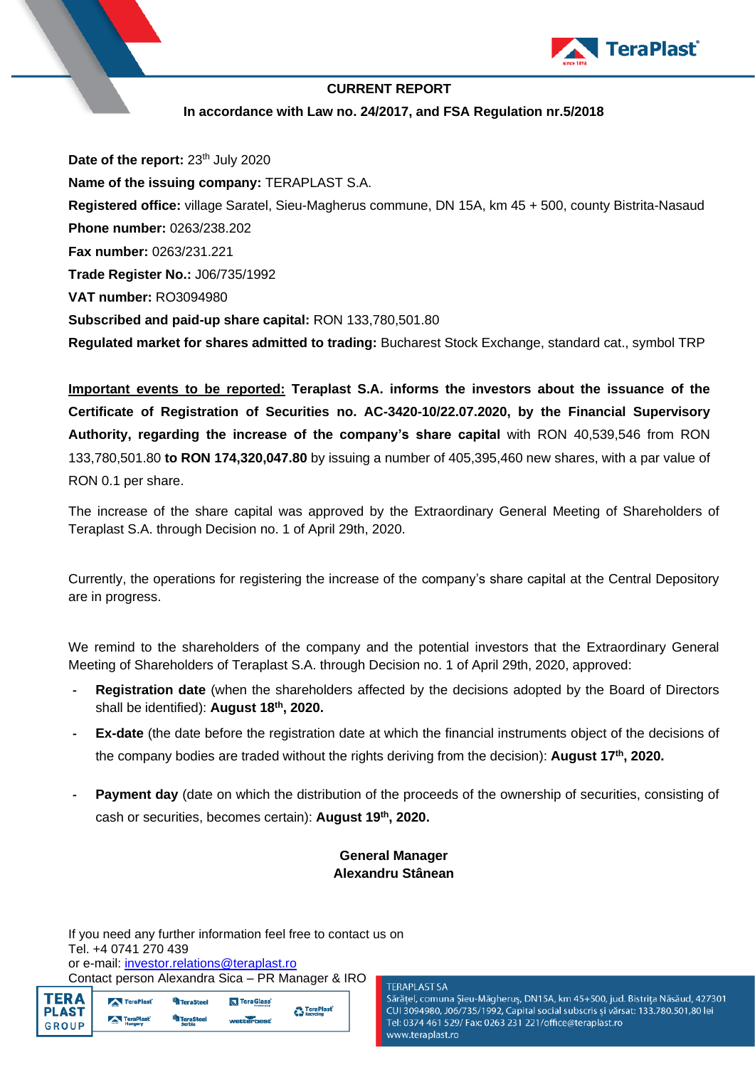**CURRENT REPORT**

**In accordance with Law no. 24/2017, and FSA Regulation nr.5/2018**

**Date of the report:** 23th July 2020

**Name of the issuing company:** TERAPLAST S.A.

**Registered office:** village Saratel, Sieu-Magherus commune, DN 15A, km 45 + 500, county Bistrita-Nasaud

**Phone number:** 0263/238.202

**Fax number:** 0263/231.221

**Trade Register No.:** J06/735/1992

**VAT number:** RO3094980

**Subscribed and paid-up share capital:** RON 133,780,501.80

**Regulated market for shares admitted to trading:** Bucharest Stock Exchange, standard cat., symbol TRP

**Important events to be reported:** **Teraplast S.A. informs the investors about the issuance of the Certificate of Registration of Securities no. AC-3420-10/22.07.2020, by the Financial Supervisory Authority, regarding the increase of the company's share capital** with RON 40,539,546 from RON 133,780,501.80 **to RON 174,320,047.80** by issuing a number of 405,395,460 new shares, with a par value of RON 0.1 per share.

The increase of the share capital was approved by the Extraordinary General Meeting of Shareholders of Teraplast S.A. through Decision no. 1 of April 29th, 2020.

Currently, the operations for registering the increase of the company's share capital at the Central Depository are in progress.

We remind to the shareholders of the company and the potential investors that the Extraordinary General Meeting of Shareholders of Teraplast S.A. through Decision no. 1 of April 29th, 2020, approved:

- **Registration date** (when the shareholders affected by the decisions adopted by the Board of Directors shall be identified): **August 18th, 2020.**
- **Ex-date** (the date before the registration date at which the financial instruments object of the decisions of the company bodies are traded without the rights deriving from the decision): **August 17th, 2020.**
- **Payment day** (date on which the distribution of the proceeds of the ownership of securities, consisting of cash or securities, becomes certain): **August 19th, 2020.**

**General Manager**
**Alexandru Stânean**

If you need any further information feel free to contact us on
Tel. +4 0741 270 439
or e-mail: investor.relations@teraplast.ro
Contact person Alexandra Sica – PR Manager & IRO

TERAPLAST SA
Sărățel, comuna Șieu-Măgheruș, DN15A, km 45+500, jud. Bistrița Năsăud, 427301
CUI 3094980, J06/735/1992, Capital social subscris și vărsat: 133.780.501,80 lei
Tel: 0374 461 529/ Fax: 0263 231 221/office@teraplast.ro
www.teraplast.ro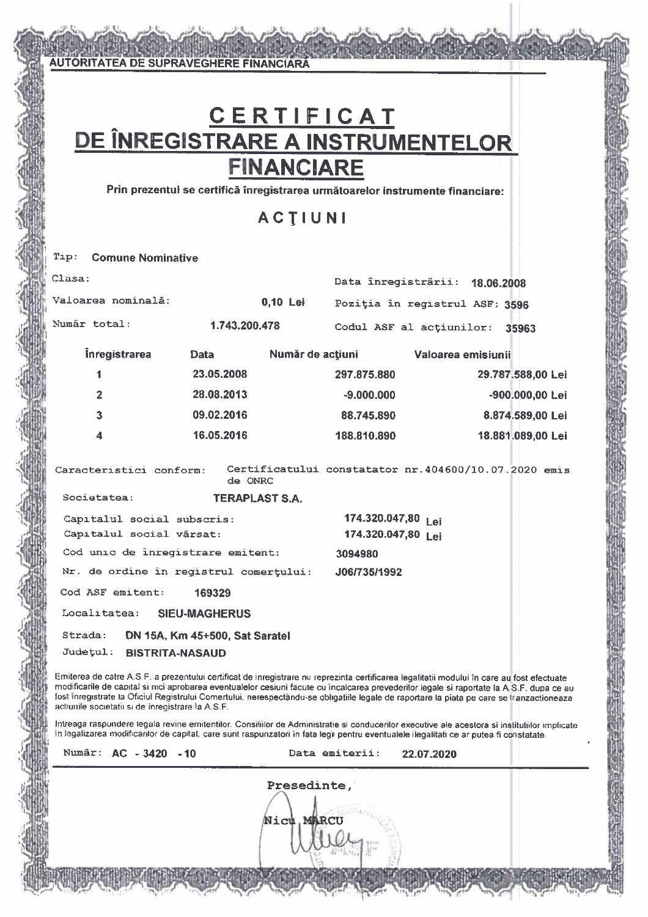AUTORITATEA DE SUPRAVEGHERE FINANCIARĂ

# CERTIFICAT
# DE ÎNREGISTRARE A INSTRUMENTELOR FINANCIARE

**Prin prezentul se certifică înregistrarea următoarelor instrumente financiare:**

## ACŢIUNI

Tip: **Comune Nominative**

Clasa:

Data înregistrării: **18.06.2008**

Valoarea nominală: **0,10 Lei**

Poziţia în registrul ASF: **3596**

Număr total: **1.743.200.478**

Codul ASF al acţiunilor: **35963**

| Înregistrarea | Data | Număr de acţiuni | Valoarea emisiunii |
|---|---|---|---|
| 1 | 23.05.2008 | 297.875.880 | 29.787.588,00 Lei |
| 2 | 28.08.2013 | -9.000.000 | -900.000,00 Lei |
| 3 | 09.02.2016 | 88.745.890 | 8.874.589,00 Lei |
| 4 | 16.05.2016 | 188.810.890 | 18.881.089,00 Lei |

Caracteristici conform: Certificatului constatator nr.404600/10.07.2020 emis de ONRC

Societatea: **TERAPLAST S.A.**

Capitalul social subscris: **174.320.047,80** Lei

Capitalul social vărsat: **174.320.047,80** Lei

Cod unic de înregistrare emitent: **3094980**

Nr. de ordine în registrul comerţului: **J06/735/1992**

Cod ASF emitent: **169329**

Localitatea: **SIEU-MAGHERUS**

Strada: **DN 15A, Km 45+500, Sat Saratel**

Judeţul: **BISTRITA-NASAUD**

Emiterea de catre A.S.F. a prezentului certificat de inregistrare nu reprezinta certificarea legalitatii modului în care au fost efectuate modificarile de capital si nici aprobarea eventualelor cesiuni facute cu încalcarea prevederilor legale si raportate la A.S.F. dupa ce au fost înregistrate la Oficiul Registrului Comertului, nerespectându-se obligatiile legale de raportare la piata pe care se tranzactioneaza actiunile societatii si de inregistrare la A.S.F.

Intreaga raspundere legala revine emitentilor, Consiliilor de Administratie si conducerilor executive ale acestora si institutiilor implicate în legalizarea modificarilor de capital, care sunt raspunzatori în fata legii pentru eventualele ilegalitati ce ar putea fi constatate.

Număr: **AC - 3420 - 10**

Data emiterii: **22.07.2020**

Presedinte,

Nicu MARCU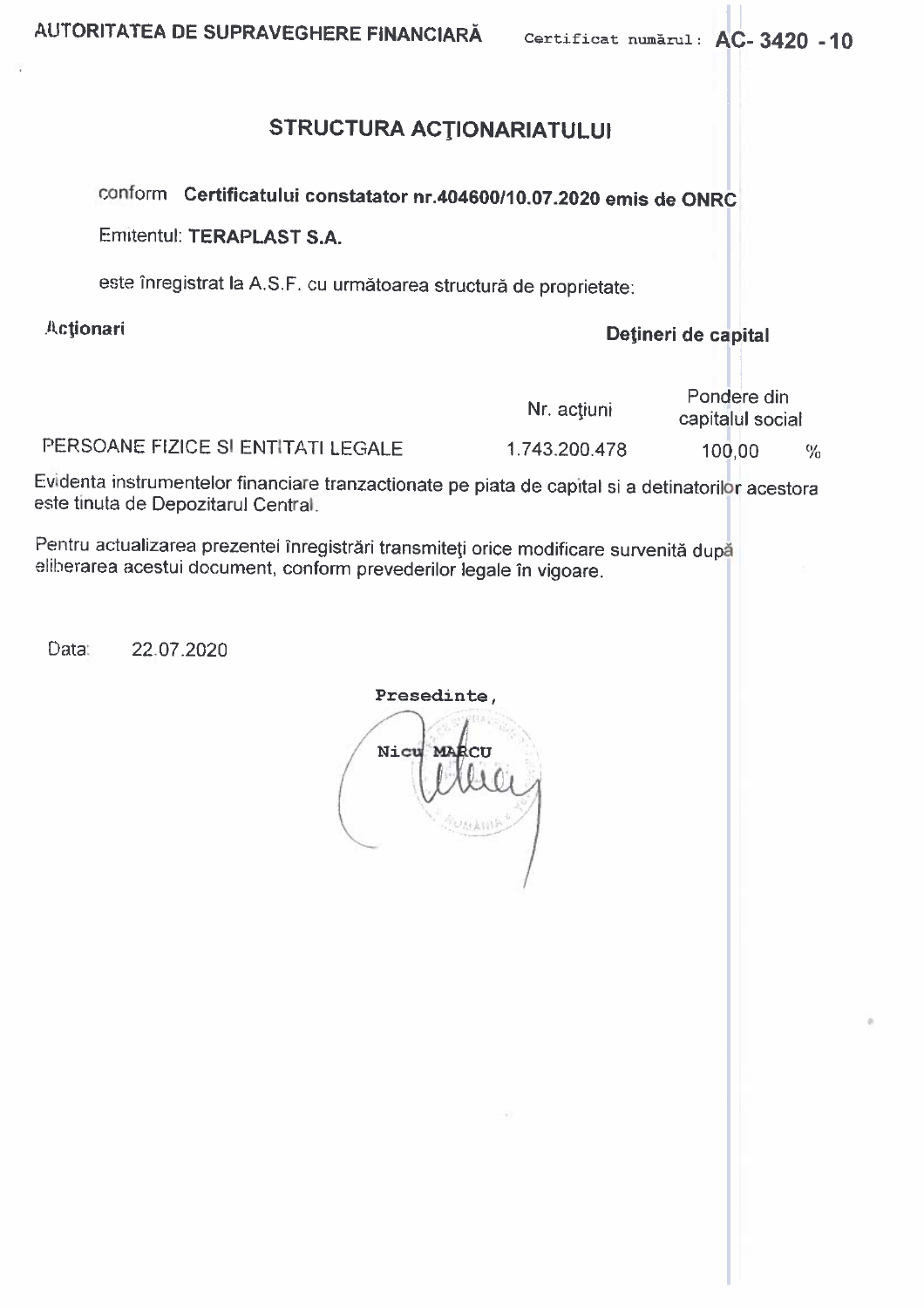AUTORITATEA DE SUPRAVEGHERE FINANCIARĂ Certificat numărul: **AC- 3420 - 10**

# STRUCTURA ACŢIONARIATULUI

conform **Certificatului constatator nr.404600/10.07.2020 emis de ONRC**

Emitentul: **TERAPLAST S.A.**

este înregistrat la A.S.F. cu următoarea structură de proprietate:

| **Acţionari** | **Deţineri de capital** | |
|---|---|---|
| | Nr. acţiuni | Pondere din capitalul social |
| PERSOANE FIZICE SI ENTITATI LEGALE | 1.743.200.478 | 100,00 % |

Evidenta instrumentelor financiare tranzactionate pe piata de capital si a detinatorilor acestora este tinuta de Depozitarul Central.

Pentru actualizarea prezentei înregistrări transmiteţi orice modificare survenită după eliberarea acestui document, conform prevederilor legale în vigoare.

Data: 22.07.2020

Presedinte,

Nicu MARCU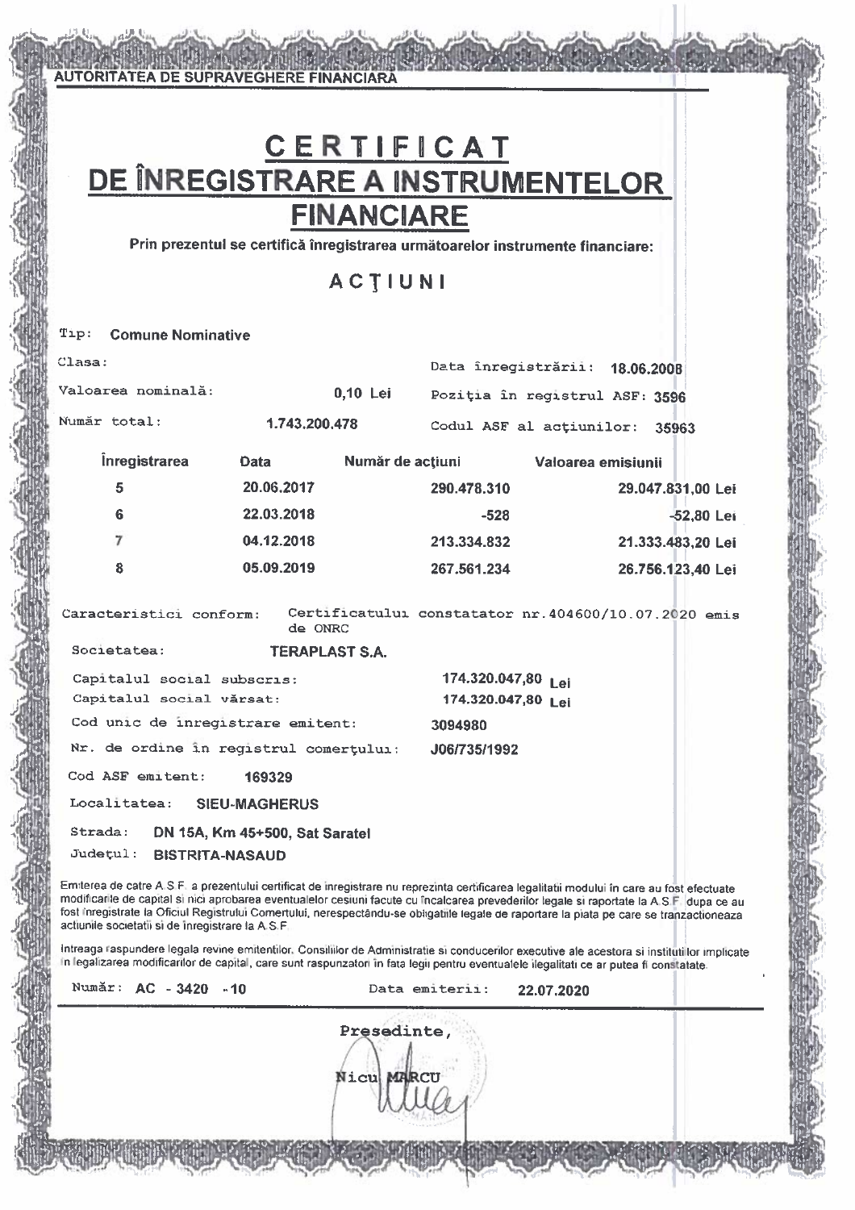AUTORITATEA DE SUPRAVEGHERE FINANCIARĂ

# CERTIFICAT
# DE ÎNREGISTRARE A INSTRUMENTELOR FINANCIARE

**Prin prezentul se certifică înregistrarea următoarelor instrumente financiare:**

## ACŢIUNI

Tip: **Comune Nominative**

Clasa:

Data înregistrării: **18.06.2008**

Valoarea nominală: **0,10 Lei**

Poziţia în registrul ASF: **3596**

Număr total: **1.743.200.478**

Codul ASF al acţiunilor: **35963**

| Înregistrarea | Data | Număr de acţiuni | Valoarea emisiunii |
|---|---|---|---|
| 5 | 20.06.2017 | 290.478.310 | 29.047.831,00 Lei |
| 6 | 22.03.2018 | -528 | -52,80 Lei |
| 7 | 04.12.2018 | 213.334.832 | 21.333.483,20 Lei |
| 8 | 05.09.2019 | 267.561.234 | 26.756.123,40 Lei |

Caracteristici conform: Certificatului constatator nr.404600/10.07.2020 emis de ONRC

Societatea: **TERAPLAST S.A.**

Capitalul social subscris: **174.320.047,80 Lei**

Capitalul social vărsat: **174.320.047,80 Lei**

Cod unic de înregistrare emitent: **3094980**

Nr. de ordine în registrul comerţului: **J06/735/1992**

Cod ASF emitent: **169329**

Localitatea: **SIEU-MAGHERUS**

Strada: **DN 15A, Km 45+500, Sat Saratel**

Judeţul: **BISTRITA-NASAUD**

Emiterea de catre A.S.F. a prezentului certificat de inregistrare nu reprezinta certificarea legalitatii modului in care au fost efectuate modificarile de capital si nici aprobarea eventualelor cesiuni facute cu incalcarea prevederilor legale si raportate la A.S.F. dupa ce au fost inregistrate la Oficiul Registrului Comertului, nerespectându-se obligatiile legale de raportare la piata pe care se tranzactioneaza actiunile societatii si de inregistrare la A.S.F.

Intreaga raspundere legala revine emitentilor, Consiliilor de Administratie si conducerilor executive ale acestora si institutiilor implicate in legalizarea modificarilor de capital, care sunt raspunzatori in fata legii pentru eventualele ilegalitati ce ar putea fi constatate.

Număr: **AC - 3420 - 10**

Data emiterii: **22.07.2020**

Presedinte,

Nicu MARCU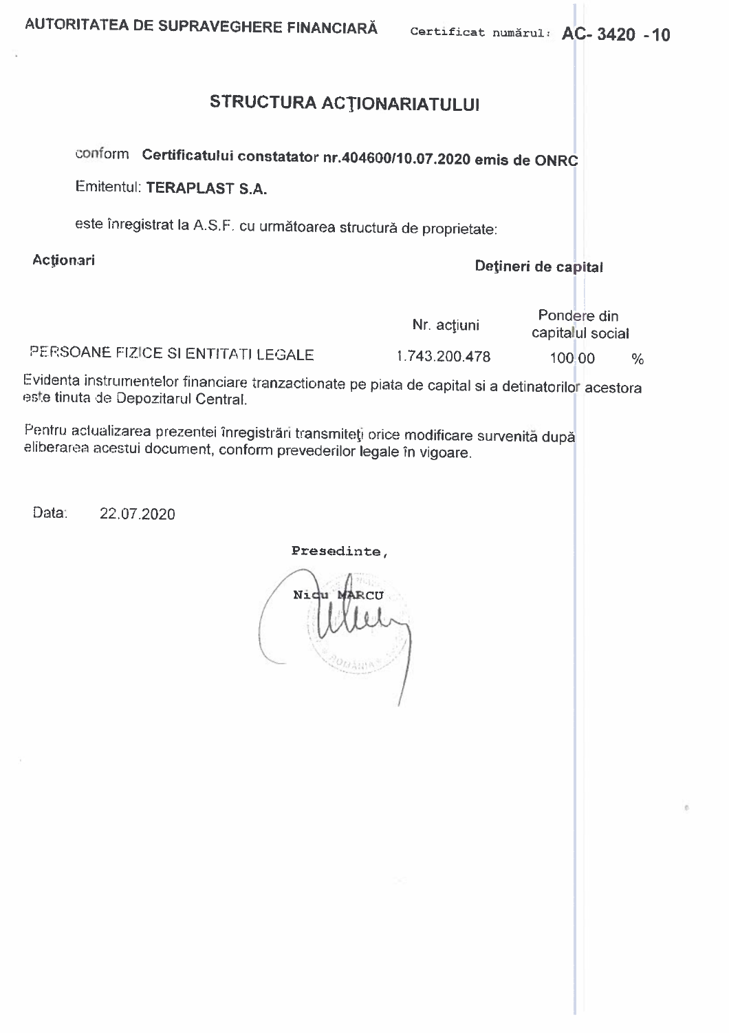AUTORITATEA DE SUPRAVEGHERE FINANCIARĂ

Certificat numărul: **AC- 3420 -10**

# STRUCTURA ACȚIONARIATULUI

conform **Certificatului constatator nr.404600/10.07.2020 emis de ONRC**

Emitentul: **TERAPLAST S.A.**

este înregistrat la A.S.F. cu următoarea structură de proprietate:

| **Acționari** | **Dețineri de capital** | |
|---|---|---|
| | Nr. acțiuni | Pondere din capitalul social |
| PERSOANE FIZICE SI ENTITATI LEGALE | 1.743.200.478 | 100,00 % |

Evidenta instrumentelor financiare tranzactionate pe piata de capital si a detinatorilor acestora este tinuta de Depozitarul Central.

Pentru actualizarea prezentei înregistrări transmiteți orice modificare survenită după eliberarea acestui document, conform prevederilor legale în vigoare.

Data: 22.07.2020

Presedinte,

Nicu MARCU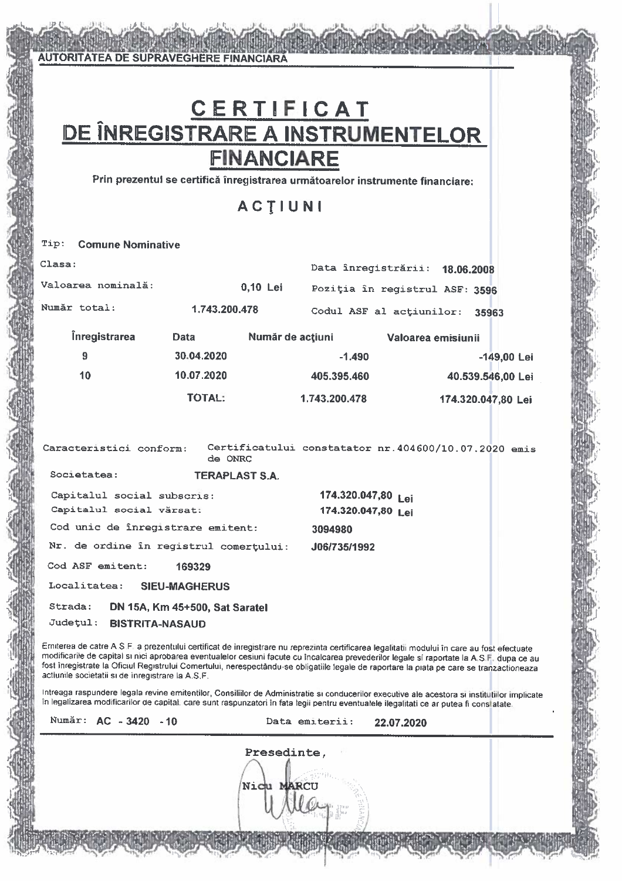AUTORITATEA DE SUPRAVEGHERE FINANCIARĂ

# CERTIFICAT
# DE ÎNREGISTRARE A INSTRUMENTELOR FINANCIARE

**Prin prezentul se certifică înregistrarea următoarelor instrumente financiare:**

## ACŢIUNI

Tip: **Comune Nominative**

Clasa:

Data înregistrării: **18.06.2008**

Valoarea nominală: **0,10 Lei**

Poziţia în registrul ASF: **3596**

Număr total: **1.743.200.478**

Codul ASF al acţiunilor: **35963**

| Înregistrarea | Data | Număr de acţiuni | Valoarea emisiunii |
|---|---|---|---|
| 9 | 30.04.2020 | -1.490 | -149,00 Lei |
| 10 | 10.07.2020 | 405.395.460 | 40.539.546,00 Lei |
| | TOTAL: | 1.743.200.478 | 174.320.047,80 Lei |

Caracteristici conform: Certificatului constatator nr.404600/10.07.2020 emis de ONRC

Societatea: **TERAPLAST S.A.**

Capitalul social subscris: **174.320.047,80 Lei**

Capitalul social vărsat: **174.320.047,80 Lei**

Cod unic de înregistrare emitent: **3094980**

Nr. de ordine în registrul comerţului: **J06/735/1992**

Cod ASF emitent: **169329**

Localitatea: **SIEU-MAGHERUS**

Strada: **DN 15A, Km 45+500, Sat Saratel**

Judeţul: **BISTRITA-NASAUD**

Emiterea de catre A.S.F. a prezentului certificat de inregistrare nu reprezinta certificarea legalitatii modului in care au fost efectuate modificarile de capital si nici aprobarea eventualelor cesiuni facute cu incalcarea prevederilor legale si raportate la A.S.F. dupa ce au fost inregistrate la Oficiul Registrului Comertului, nerespectându-se obligatiile legale de raportare la piata pe care se tranzactioneaza actiunile societatii si de inregistrare la A.S.F.

Intreaga raspundere legala revine emitentilor, Consiliilor de Administratie si conducerilor executive ale acestora si institutiilor implicate in legalizarea modificarilor de capital, care sunt raspunzatori in fata legii pentru eventualele ilegalitati ce ar putea fi constatate.

Număr: **AC - 3420 - 10**

Data emiterii: **22.07.2020**

Presedinte,

Nicu MARCU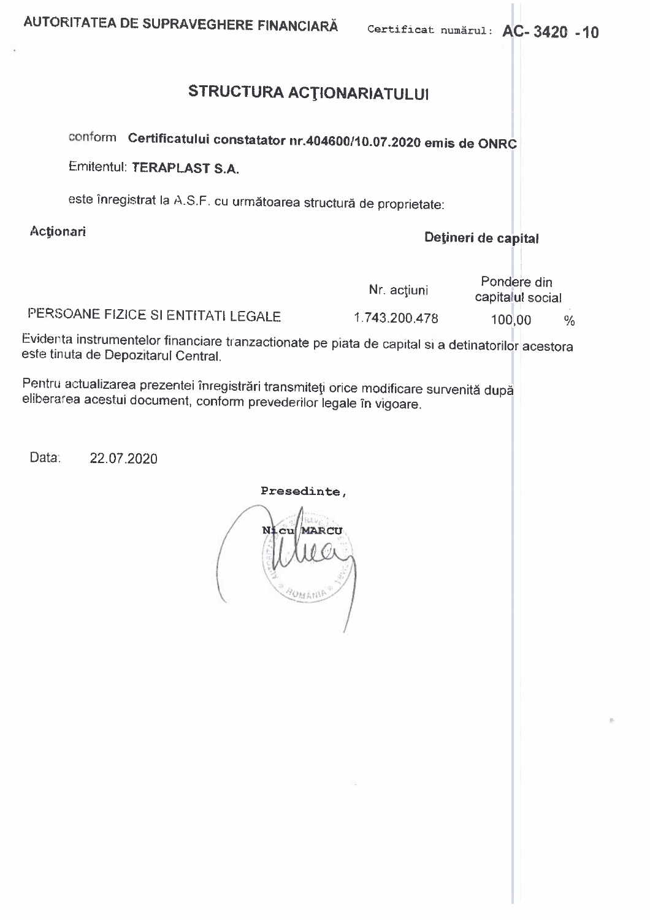AUTORITATEA DE SUPRAVEGHERE FINANCIARĂ

Certificat numărul: **AC- 3420 -10**

# STRUCTURA ACŢIONARIATULUI

conform **Certificatului constatator nr.404600/10.07.2020 emis de ONRC**

Emitentul: **TERAPLAST S.A.**

este înregistrat la A.S.F. cu următoarea structură de proprietate:

| Acţionari | Deţineri de capital | |
|---|---|---|
| | Nr. acţiuni | Pondere din capitalul social |
| PERSOANE FIZICE SI ENTITATI LEGALE | 1.743.200.478 | 100,00 % |

Evidenta instrumentelor financiare tranzactionate pe piata de capital si a detinatorilor acestora este tinuta de Depozitarul Central.

Pentru actualizarea prezentei înregistrări transmiteţi orice modificare survenită după eliberarea acestui document, conform prevederilor legale în vigoare.

Data: 22.07.2020

Presedinte,

Nicu MARCU